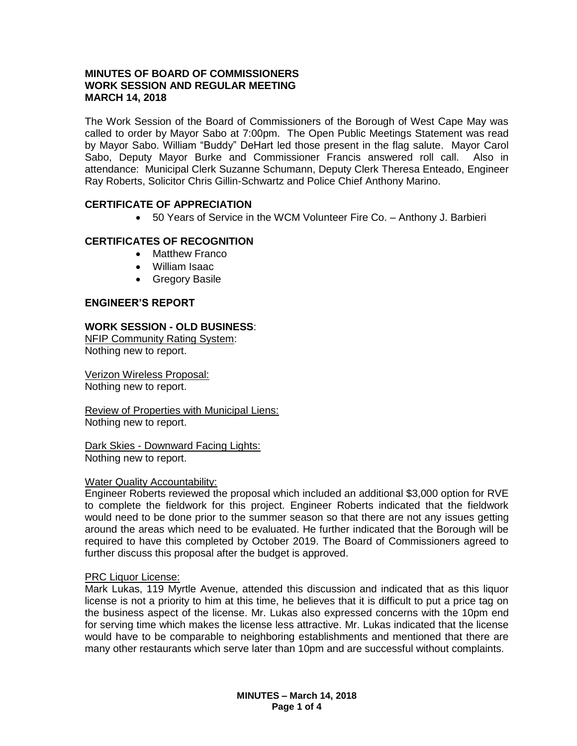**MINUTES OF BOARD OF COMMISSIONERS**
**WORK SESSION AND REGULAR MEETING**
**MARCH 14, 2018**

The Work Session of the Board of Commissioners of the Borough of West Cape May was called to order by Mayor Sabo at 7:00pm. The Open Public Meetings Statement was read by Mayor Sabo. William "Buddy" DeHart led those present in the flag salute. Mayor Carol Sabo, Deputy Mayor Burke and Commissioner Francis answered roll call. Also in attendance: Municipal Clerk Suzanne Schumann, Deputy Clerk Theresa Enteado, Engineer Ray Roberts, Solicitor Chris Gillin-Schwartz and Police Chief Anthony Marino.

## CERTIFICATE OF APPRECIATION

- 50 Years of Service in the WCM Volunteer Fire Co. – Anthony J. Barbieri

## CERTIFICATES OF RECOGNITION

- Matthew Franco
- William Isaac
- Gregory Basile

## ENGINEER'S REPORT

## WORK SESSION - OLD BUSINESS:

NFIP Community Rating System:
Nothing new to report.

Verizon Wireless Proposal:
Nothing new to report.

Review of Properties with Municipal Liens:
Nothing new to report.

Dark Skies - Downward Facing Lights:
Nothing new to report.

Water Quality Accountability:
Engineer Roberts reviewed the proposal which included an additional $3,000 option for RVE to complete the fieldwork for this project. Engineer Roberts indicated that the fieldwork would need to be done prior to the summer season so that there are not any issues getting around the areas which need to be evaluated. He further indicated that the Borough will be required to have this completed by October 2019. The Board of Commissioners agreed to further discuss this proposal after the budget is approved.

PRC Liquor License:
Mark Lukas, 119 Myrtle Avenue, attended this discussion and indicated that as this liquor license is not a priority to him at this time, he believes that it is difficult to put a price tag on the business aspect of the license. Mr. Lukas also expressed concerns with the 10pm end for serving time which makes the license less attractive. Mr. Lukas indicated that the license would have to be comparable to neighboring establishments and mentioned that there are many other restaurants which serve later than 10pm and are successful without complaints.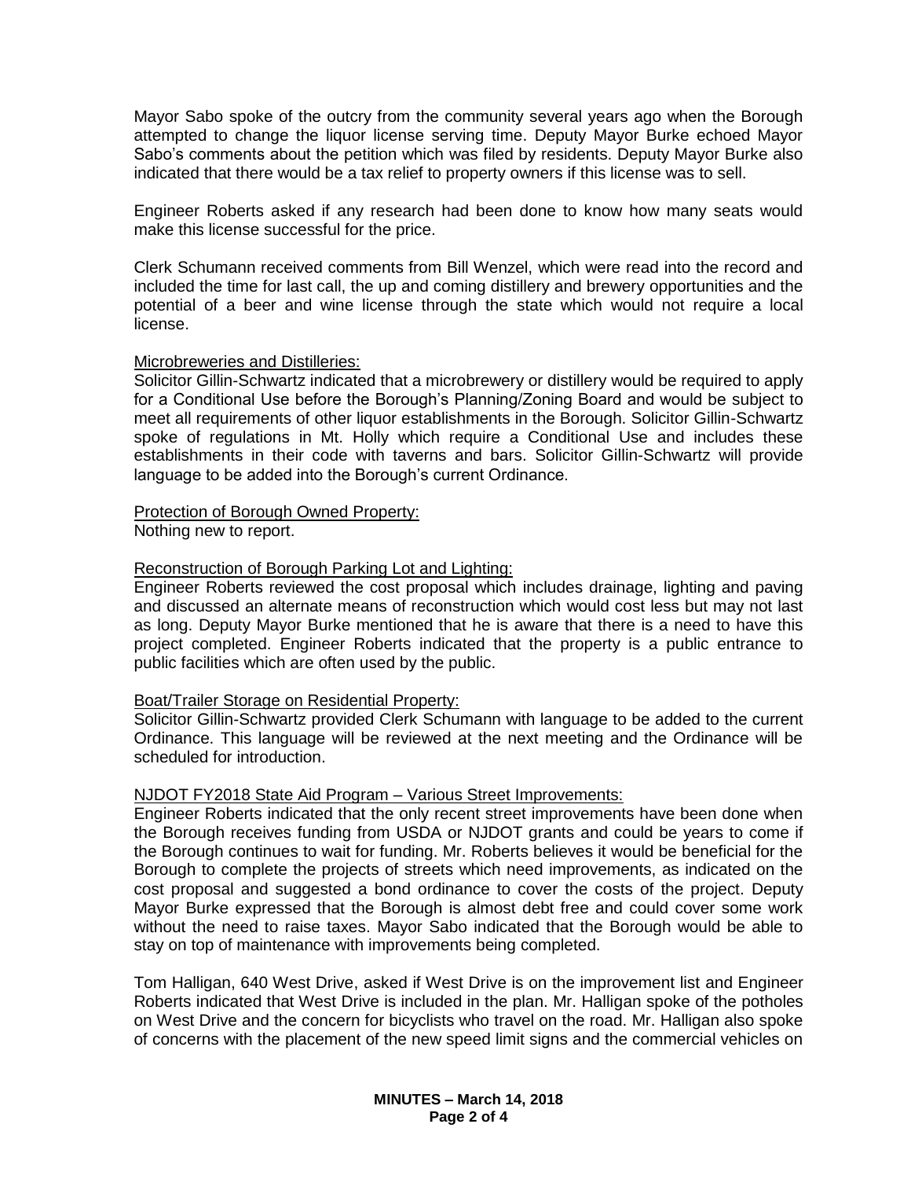Mayor Sabo spoke of the outcry from the community several years ago when the Borough attempted to change the liquor license serving time. Deputy Mayor Burke echoed Mayor Sabo's comments about the petition which was filed by residents. Deputy Mayor Burke also indicated that there would be a tax relief to property owners if this license was to sell.

Engineer Roberts asked if any research had been done to know how many seats would make this license successful for the price.

Clerk Schumann received comments from Bill Wenzel, which were read into the record and included the time for last call, the up and coming distillery and brewery opportunities and the potential of a beer and wine license through the state which would not require a local license.

<u>Microbreweries and Distilleries:</u>
Solicitor Gillin-Schwartz indicated that a microbrewery or distillery would be required to apply for a Conditional Use before the Borough's Planning/Zoning Board and would be subject to meet all requirements of other liquor establishments in the Borough. Solicitor Gillin-Schwartz spoke of regulations in Mt. Holly which require a Conditional Use and includes these establishments in their code with taverns and bars. Solicitor Gillin-Schwartz will provide language to be added into the Borough's current Ordinance.

<u>Protection of Borough Owned Property:</u>
Nothing new to report.

<u>Reconstruction of Borough Parking Lot and Lighting:</u>
Engineer Roberts reviewed the cost proposal which includes drainage, lighting and paving and discussed an alternate means of reconstruction which would cost less but may not last as long. Deputy Mayor Burke mentioned that he is aware that there is a need to have this project completed. Engineer Roberts indicated that the property is a public entrance to public facilities which are often used by the public.

<u>Boat/Trailer Storage on Residential Property:</u>
Solicitor Gillin-Schwartz provided Clerk Schumann with language to be added to the current Ordinance. This language will be reviewed at the next meeting and the Ordinance will be scheduled for introduction.

<u>NJDOT FY2018 State Aid Program – Various Street Improvements:</u>
Engineer Roberts indicated that the only recent street improvements have been done when the Borough receives funding from USDA or NJDOT grants and could be years to come if the Borough continues to wait for funding. Mr. Roberts believes it would be beneficial for the Borough to complete the projects of streets which need improvements, as indicated on the cost proposal and suggested a bond ordinance to cover the costs of the project. Deputy Mayor Burke expressed that the Borough is almost debt free and could cover some work without the need to raise taxes. Mayor Sabo indicated that the Borough would be able to stay on top of maintenance with improvements being completed.

Tom Halligan, 640 West Drive, asked if West Drive is on the improvement list and Engineer Roberts indicated that West Drive is included in the plan. Mr. Halligan spoke of the potholes on West Drive and the concern for bicyclists who travel on the road. Mr. Halligan also spoke of concerns with the placement of the new speed limit signs and the commercial vehicles on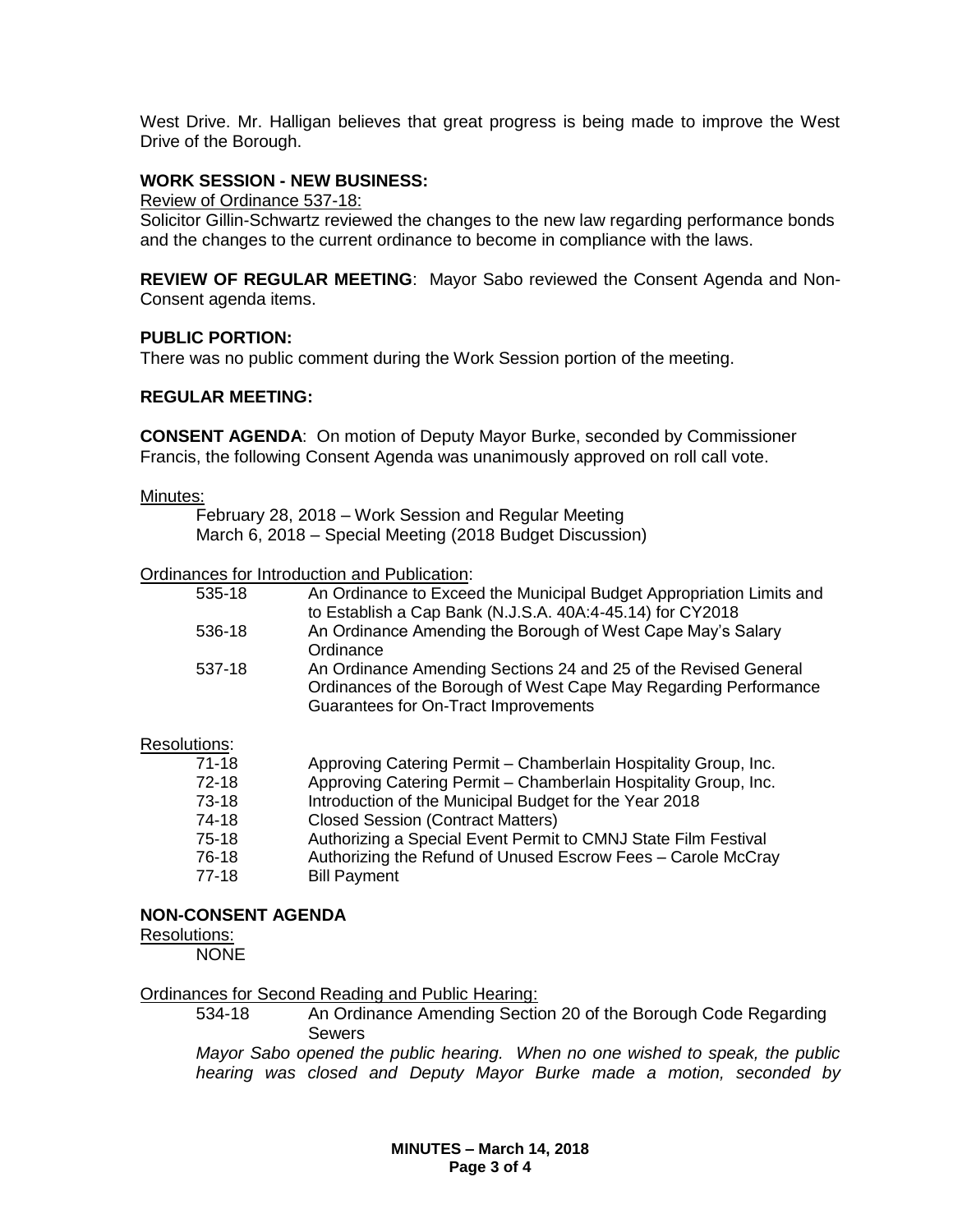West Drive. Mr. Halligan believes that great progress is being made to improve the West Drive of the Borough.

**WORK SESSION - NEW BUSINESS:**

Review of Ordinance 537-18:

Solicitor Gillin-Schwartz reviewed the changes to the new law regarding performance bonds and the changes to the current ordinance to become in compliance with the laws.

**REVIEW OF REGULAR MEETING**: Mayor Sabo reviewed the Consent Agenda and Non-Consent agenda items.

**PUBLIC PORTION:**

There was no public comment during the Work Session portion of the meeting.

**REGULAR MEETING:**

**CONSENT AGENDA**: On motion of Deputy Mayor Burke, seconded by Commissioner Francis, the following Consent Agenda was unanimously approved on roll call vote.

Minutes:

February 28, 2018 – Work Session and Regular Meeting
March 6, 2018 – Special Meeting (2018 Budget Discussion)

Ordinances for Introduction and Publication:

| | |
|---|---|
| 535-18 | An Ordinance to Exceed the Municipal Budget Appropriation Limits and to Establish a Cap Bank (N.J.S.A. 40A:4-45.14) for CY2018 |
| 536-18 | An Ordinance Amending the Borough of West Cape May's Salary Ordinance |
| 537-18 | An Ordinance Amending Sections 24 and 25 of the Revised General Ordinances of the Borough of West Cape May Regarding Performance Guarantees for On-Tract Improvements |

Resolutions:

| | |
|---|---|
| 71-18 | Approving Catering Permit – Chamberlain Hospitality Group, Inc. |
| 72-18 | Approving Catering Permit – Chamberlain Hospitality Group, Inc. |
| 73-18 | Introduction of the Municipal Budget for the Year 2018 |
| 74-18 | Closed Session (Contract Matters) |
| 75-18 | Authorizing a Special Event Permit to CMNJ State Film Festival |
| 76-18 | Authorizing the Refund of Unused Escrow Fees – Carole McCray |
| 77-18 | Bill Payment |

**NON-CONSENT AGENDA**

Resolutions:

NONE

Ordinances for Second Reading and Public Hearing:

534-18 An Ordinance Amending Section 20 of the Borough Code Regarding Sewers

*Mayor Sabo opened the public hearing. When no one wished to speak, the public hearing was closed and Deputy Mayor Burke made a motion, seconded by*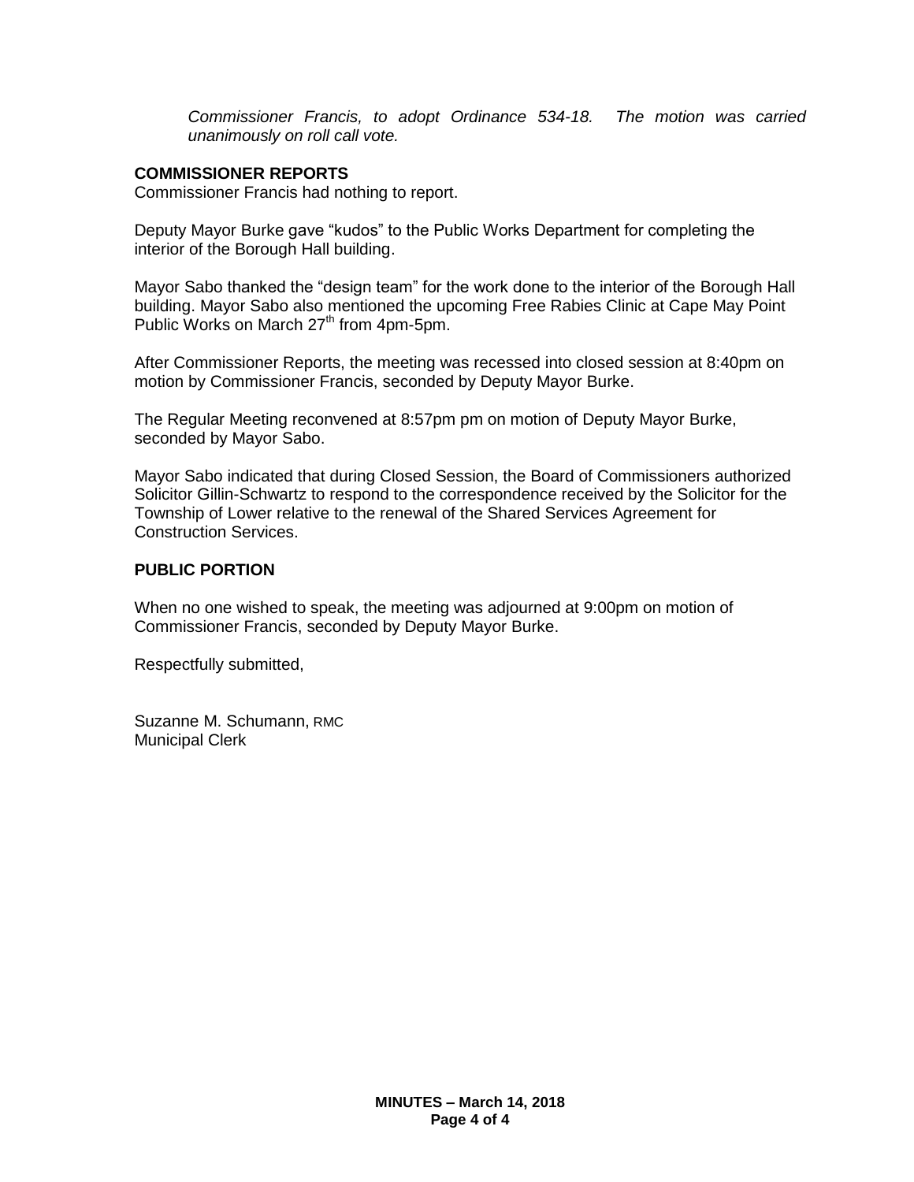*Commissioner Francis, to adopt Ordinance 534-18. The motion was carried unanimously on roll call vote.*

## COMMISSIONER REPORTS

Commissioner Francis had nothing to report.

Deputy Mayor Burke gave “kudos” to the Public Works Department for completing the interior of the Borough Hall building.

Mayor Sabo thanked the “design team” for the work done to the interior of the Borough Hall building. Mayor Sabo also mentioned the upcoming Free Rabies Clinic at Cape May Point Public Works on March 27th from 4pm-5pm.

After Commissioner Reports, the meeting was recessed into closed session at 8:40pm on motion by Commissioner Francis, seconded by Deputy Mayor Burke.

The Regular Meeting reconvened at 8:57pm pm on motion of Deputy Mayor Burke, seconded by Mayor Sabo.

Mayor Sabo indicated that during Closed Session, the Board of Commissioners authorized Solicitor Gillin-Schwartz to respond to the correspondence received by the Solicitor for the Township of Lower relative to the renewal of the Shared Services Agreement for Construction Services.

## PUBLIC PORTION

When no one wished to speak, the meeting was adjourned at 9:00pm on motion of Commissioner Francis, seconded by Deputy Mayor Burke.

Respectfully submitted,

Suzanne M. Schumann, RMC
Municipal Clerk